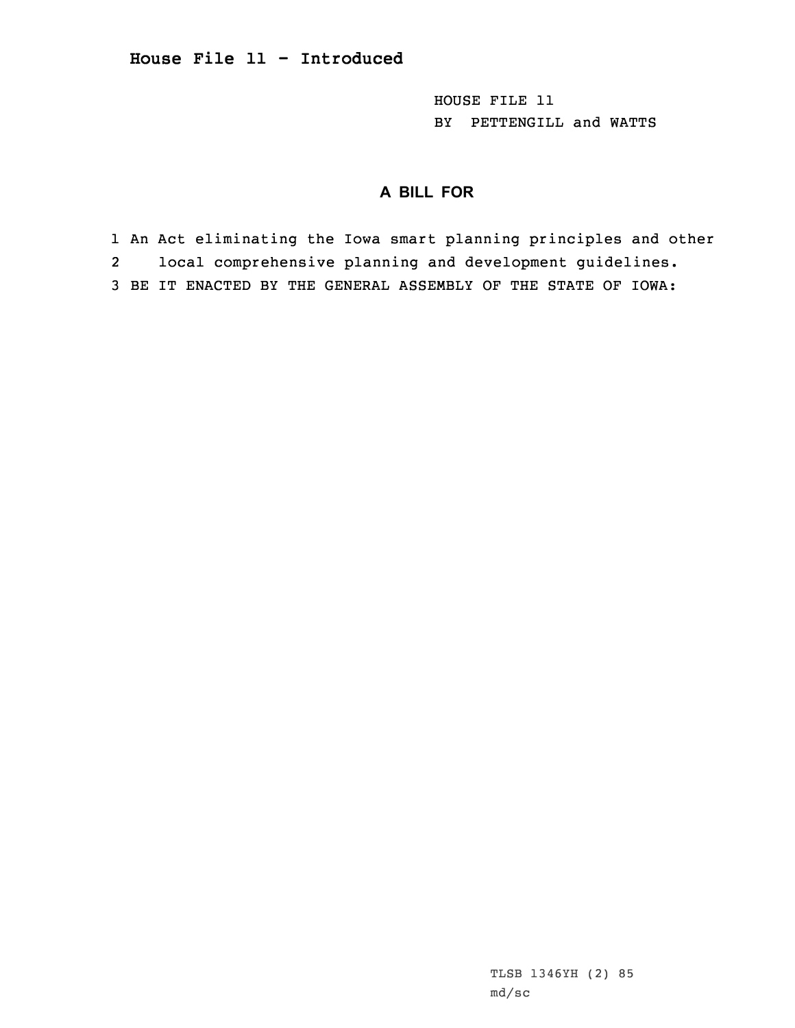# House File 11 - Introduced

HOUSE FILE 11
BY PETTENGILL and WATTS

## A BILL FOR

1 An Act eliminating the Iowa smart planning principles and other
2 local comprehensive planning and development guidelines.
3 BE IT ENACTED BY THE GENERAL ASSEMBLY OF THE STATE OF IOWA:

TLSB 1346YH (2) 85
md/sc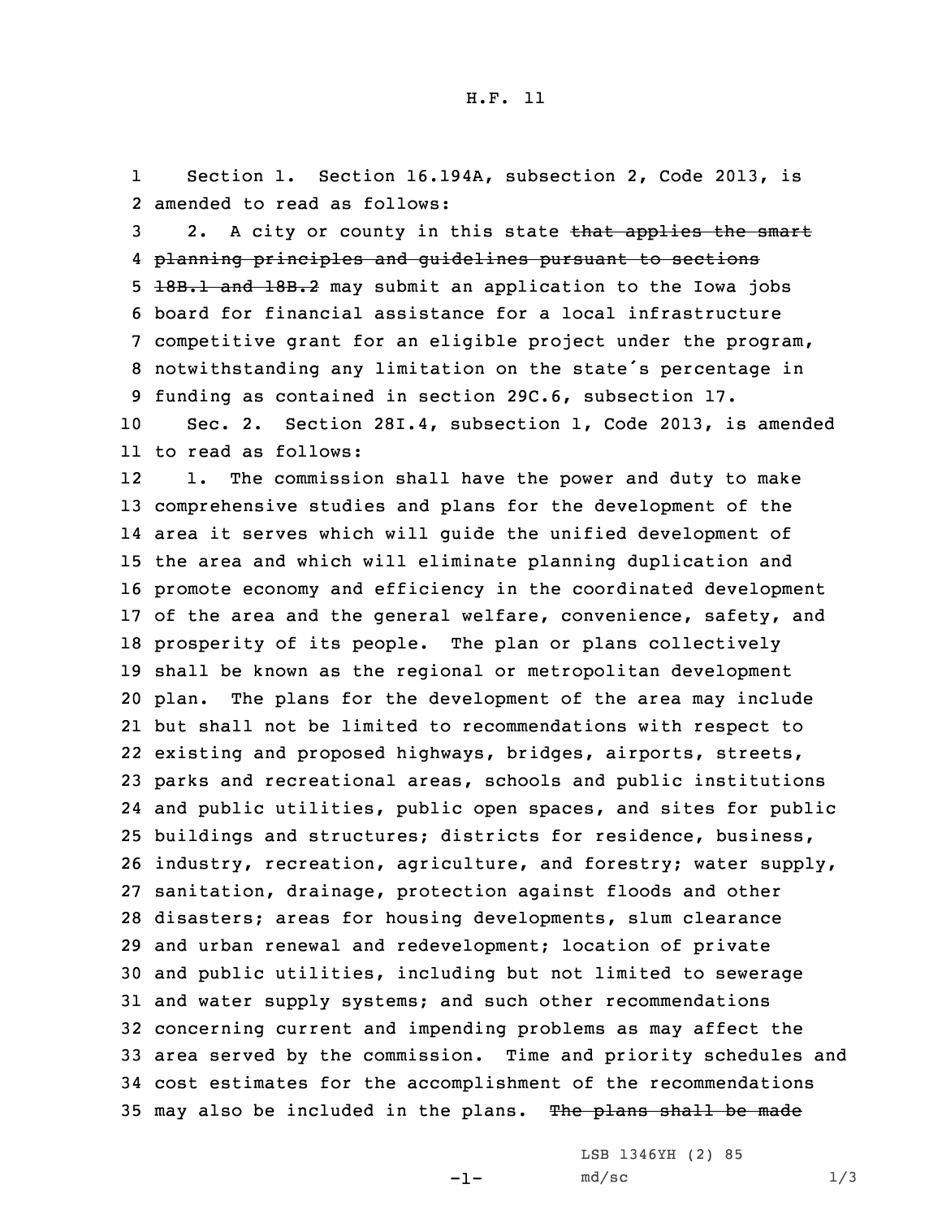Section 1. Section 16.194A, subsection 2, Code 2013, is amended to read as follows:

2. A city or county in this state ~~that applies the smart planning principles and guidelines pursuant to sections 18B.1 and 18B.2~~ may submit an application to the Iowa jobs board for financial assistance for a local infrastructure competitive grant for an eligible project under the program, notwithstanding any limitation on the state's percentage in funding as contained in section 29C.6, subsection 17.

Sec. 2. Section 28I.4, subsection 1, Code 2013, is amended to read as follows:

1. The commission shall have the power and duty to make comprehensive studies and plans for the development of the area it serves which will guide the unified development of the area and which will eliminate planning duplication and promote economy and efficiency in the coordinated development of the area and the general welfare, convenience, safety, and prosperity of its people. The plan or plans collectively shall be known as the regional or metropolitan development plan. The plans for the development of the area may include but shall not be limited to recommendations with respect to existing and proposed highways, bridges, airports, streets, parks and recreational areas, schools and public institutions and public utilities, public open spaces, and sites for public buildings and structures; districts for residence, business, industry, recreation, agriculture, and forestry; water supply, sanitation, drainage, protection against floods and other disasters; areas for housing developments, slum clearance and urban renewal and redevelopment; location of private and public utilities, including but not limited to sewerage and water supply systems; and such other recommendations concerning current and impending problems as may affect the area served by the commission. Time and priority schedules and cost estimates for the accomplishment of the recommendations may also be included in the plans. ~~The plans shall be made~~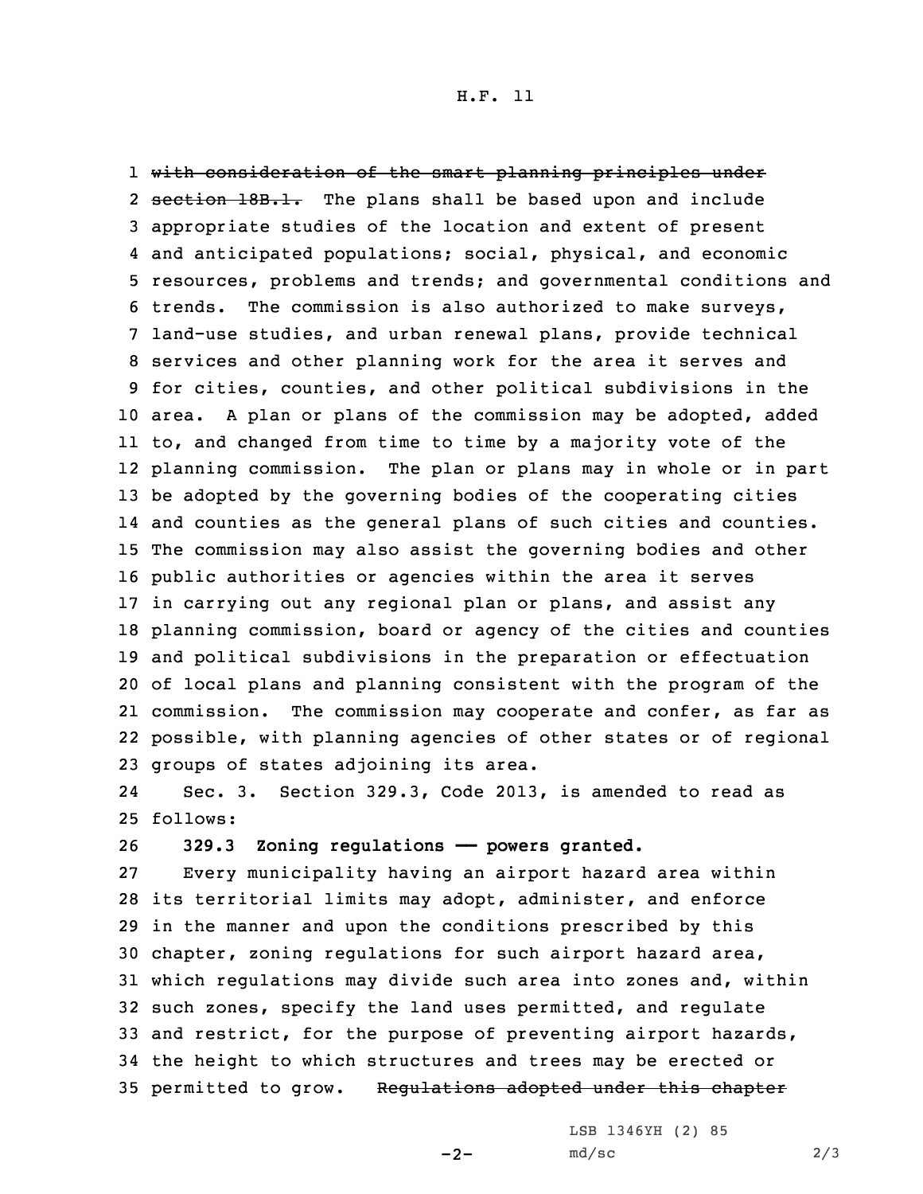~~with consideration of the smart planning principles under section 18B.1.~~ The plans shall be based upon and include appropriate studies of the location and extent of present and anticipated populations; social, physical, and economic resources, problems and trends; and governmental conditions and trends. The commission is also authorized to make surveys, land-use studies, and urban renewal plans, provide technical services and other planning work for the area it serves and for cities, counties, and other political subdivisions in the area. A plan or plans of the commission may be adopted, added to, and changed from time to time by a majority vote of the planning commission. The plan or plans may in whole or in part be adopted by the governing bodies of the cooperating cities and counties as the general plans of such cities and counties. The commission may also assist the governing bodies and other public authorities or agencies within the area it serves in carrying out any regional plan or plans, and assist any planning commission, board or agency of the cities and counties and political subdivisions in the preparation or effectuation of local plans and planning consistent with the program of the commission. The commission may cooperate and confer, as far as possible, with planning agencies of other states or of regional groups of states adjoining its area.

Sec. 3. Section 329.3, Code 2013, is amended to read as follows:

**329.3 Zoning regulations —— powers granted.**

Every municipality having an airport hazard area within its territorial limits may adopt, administer, and enforce in the manner and upon the conditions prescribed by this chapter, zoning regulations for such airport hazard area, which regulations may divide such area into zones and, within such zones, specify the land uses permitted, and regulate and restrict, for the purpose of preventing airport hazards, the height to which structures and trees may be erected or permitted to grow. ~~Regulations adopted under this chapter~~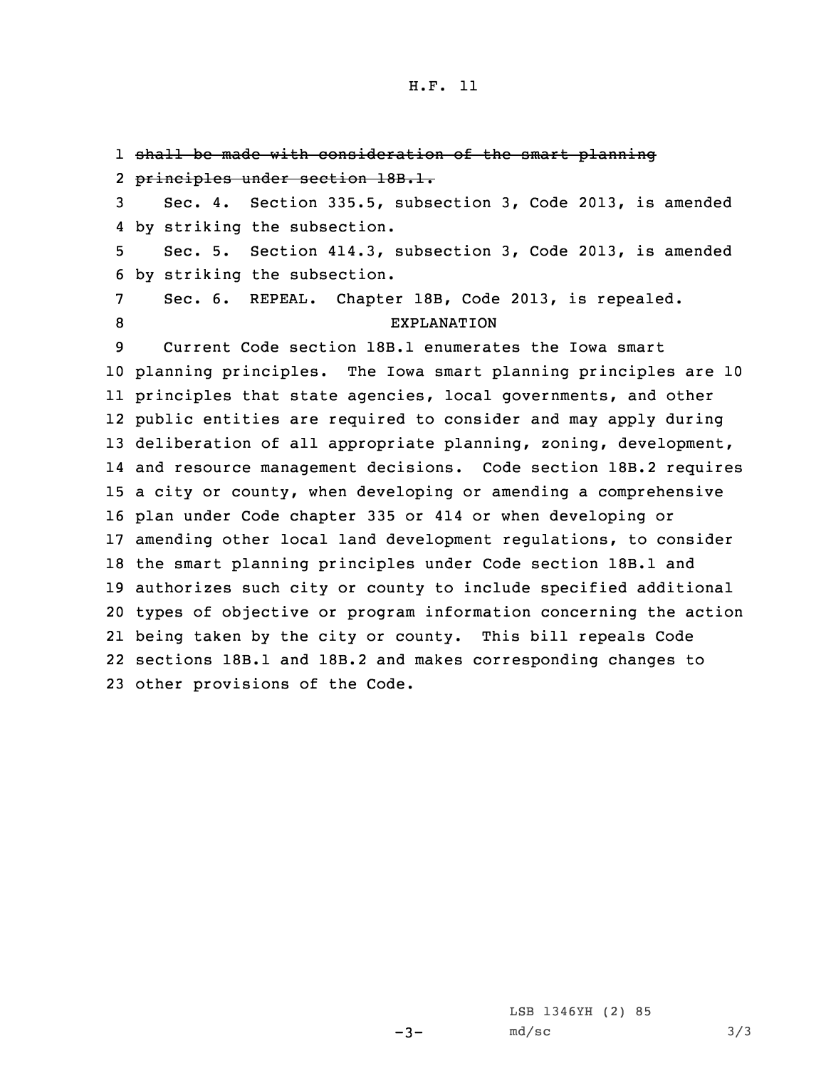~~shall be made with consideration of the smart planning principles under section 18B.1.~~

Sec. 4. Section 335.5, subsection 3, Code 2013, is amended by striking the subsection.

Sec. 5. Section 414.3, subsection 3, Code 2013, is amended by striking the subsection.

Sec. 6. REPEAL. Chapter 18B, Code 2013, is repealed.

EXPLANATION

Current Code section 18B.1 enumerates the Iowa smart planning principles. The Iowa smart planning principles are 10 principles that state agencies, local governments, and other public entities are required to consider and may apply during deliberation of all appropriate planning, zoning, development, and resource management decisions. Code section 18B.2 requires a city or county, when developing or amending a comprehensive plan under Code chapter 335 or 414 or when developing or amending other local land development regulations, to consider the smart planning principles under Code section 18B.1 and authorizes such city or county to include specified additional types of objective or program information concerning the action being taken by the city or county. This bill repeals Code sections 18B.1 and 18B.2 and makes corresponding changes to other provisions of the Code.

LSB 1346YH (2) 85
md/sc